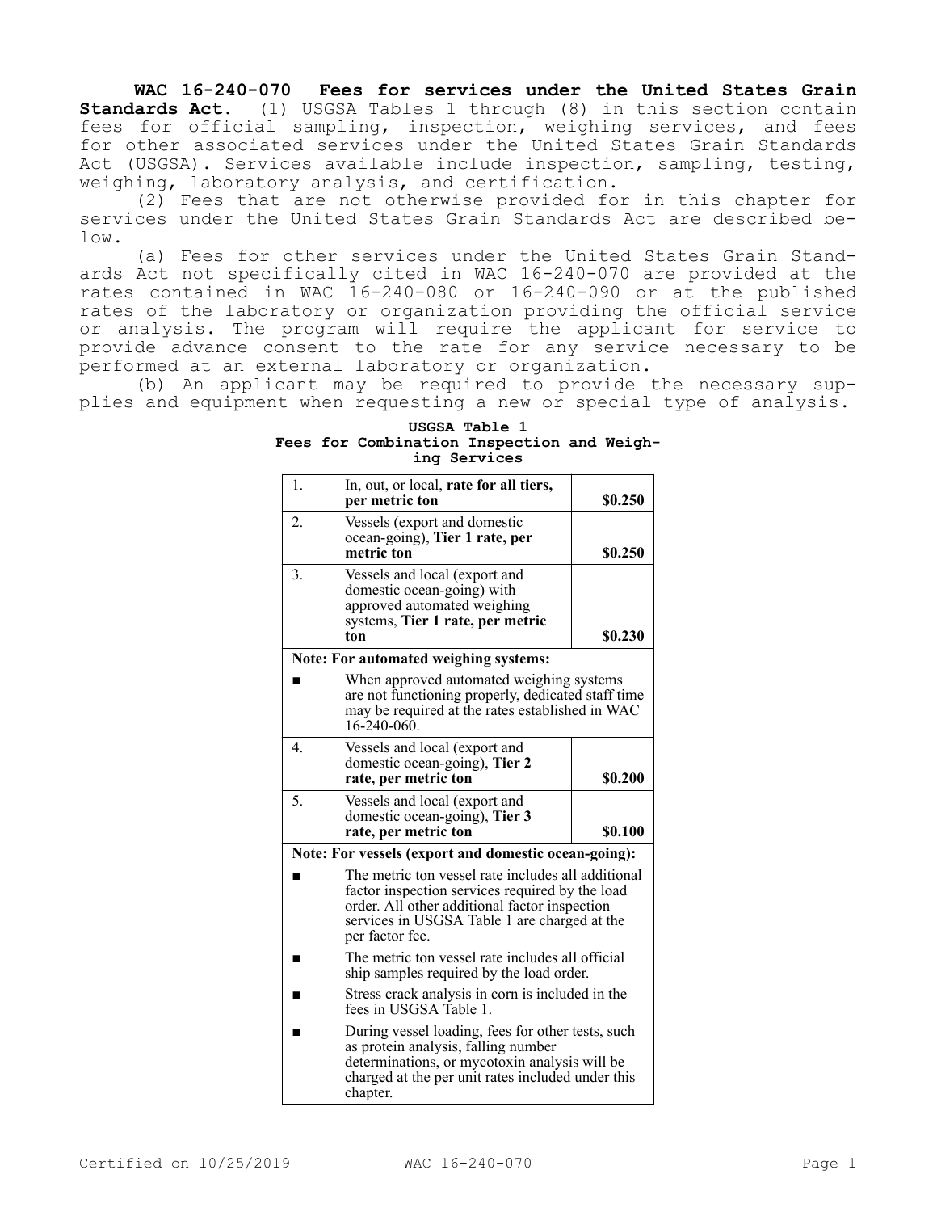**WAC 16-240-070 Fees for services under the United States Grain Standards Act.** (1) USGSA Tables 1 through (8) in this section contain fees for official sampling, inspection, weighing services, and fees for other associated services under the United States Grain Standards Act (USGSA). Services available include inspection, sampling, testing, weighing, laboratory analysis, and certification.

(2) Fees that are not otherwise provided for in this chapter for services under the United States Grain Standards Act are described below.

(a) Fees for other services under the United States Grain Standards Act not specifically cited in WAC 16-240-070 are provided at the rates contained in WAC 16-240-080 or 16-240-090 or at the published rates of the laboratory or organization providing the official service or analysis. The program will require the applicant for service to provide advance consent to the rate for any service necessary to be performed at an external laboratory or organization.

(b) An applicant may be required to provide the necessary supplies and equipment when requesting a new or special type of analysis.

**USGSA Table 1**
**Fees for Combination Inspection and Weighing Services**

| | | |
|---|---|---|
| 1. | In, out, or local, **rate for all tiers, per metric ton** | **$0.250** |
| 2. | Vessels (export and domestic ocean-going), **Tier 1 rate, per metric ton** | **$0.250** |
| 3. | Vessels and local (export and domestic ocean-going) with approved automated weighing systems, **Tier 1 rate, per metric ton** | **$0.230** |
| **Note: For automated weighing systems:** | | |
| ■ | When approved automated weighing systems are not functioning properly, dedicated staff time may be required at the rates established in WAC 16-240-060. | |
| 4. | Vessels and local (export and domestic ocean-going), **Tier 2 rate, per metric ton** | **$0.200** |
| 5. | Vessels and local (export and domestic ocean-going), **Tier 3 rate, per metric ton** | **$0.100** |
| **Note: For vessels (export and domestic ocean-going):** | | |
| ■ | The metric ton vessel rate includes all additional factor inspection services required by the load order. All other additional factor inspection services in USGSA Table 1 are charged at the per factor fee. | |
| ■ | The metric ton vessel rate includes all official ship samples required by the load order. | |
| ■ | Stress crack analysis in corn is included in the fees in USGSA Table 1. | |
| ■ | During vessel loading, fees for other tests, such as protein analysis, falling number determinations, or mycotoxin analysis will be charged at the per unit rates included under this chapter. | |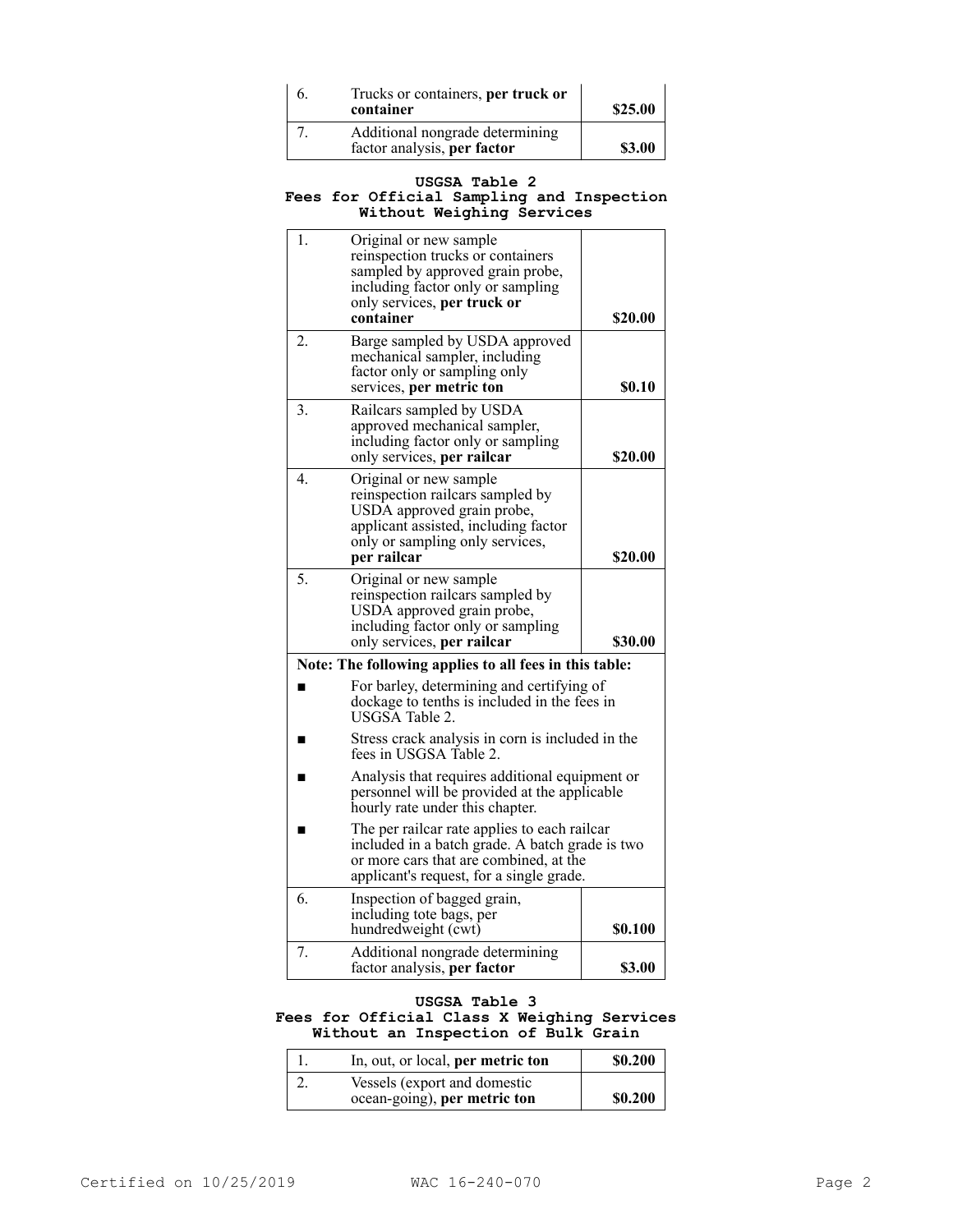| | | |
|---|---|---|
| 6. | Trucks or containers, **per truck or container** | **$25.00** |
| 7. | Additional nongrade determining factor analysis, **per factor** | **$3.00** |

**USGSA Table 2**
**Fees for Official Sampling and Inspection Without Weighing Services**

| | | |
|---|---|---|
| 1. | Original or new sample reinspection trucks or containers sampled by approved grain probe, including factor only or sampling only services, **per truck or container** | **$20.00** |
| 2. | Barge sampled by USDA approved mechanical sampler, including factor only or sampling only services, **per metric ton** | **$0.10** |
| 3. | Railcars sampled by USDA approved mechanical sampler, including factor only or sampling only services, **per railcar** | **$20.00** |
| 4. | Original or new sample reinspection railcars sampled by USDA approved grain probe, applicant assisted, including factor only or sampling only services, **per railcar** | **$20.00** |
| 5. | Original or new sample reinspection railcars sampled by USDA approved grain probe, including factor only or sampling only services, **per railcar** | **$30.00** |
| **Note: The following applies to all fees in this table:** | | |
| ■ | For barley, determining and certifying of dockage to tenths is included in the fees in USGSA Table 2. | |
| ■ | Stress crack analysis in corn is included in the fees in USGSA Table 2. | |
| ■ | Analysis that requires additional equipment or personnel will be provided at the applicable hourly rate under this chapter. | |
| ■ | The per railcar rate applies to each railcar included in a batch grade. A batch grade is two or more cars that are combined, at the applicant's request, for a single grade. | |
| 6. | Inspection of bagged grain, including tote bags, per hundredweight (cwt) | **$0.100** |
| 7. | Additional nongrade determining factor analysis, **per factor** | **$3.00** |

**USGSA Table 3**
**Fees for Official Class X Weighing Services Without an Inspection of Bulk Grain**

| | | |
|---|---|---|
| 1. | In, out, or local, **per metric ton** | **$0.200** |
| 2. | Vessels (export and domestic ocean-going), **per metric ton** | **$0.200** |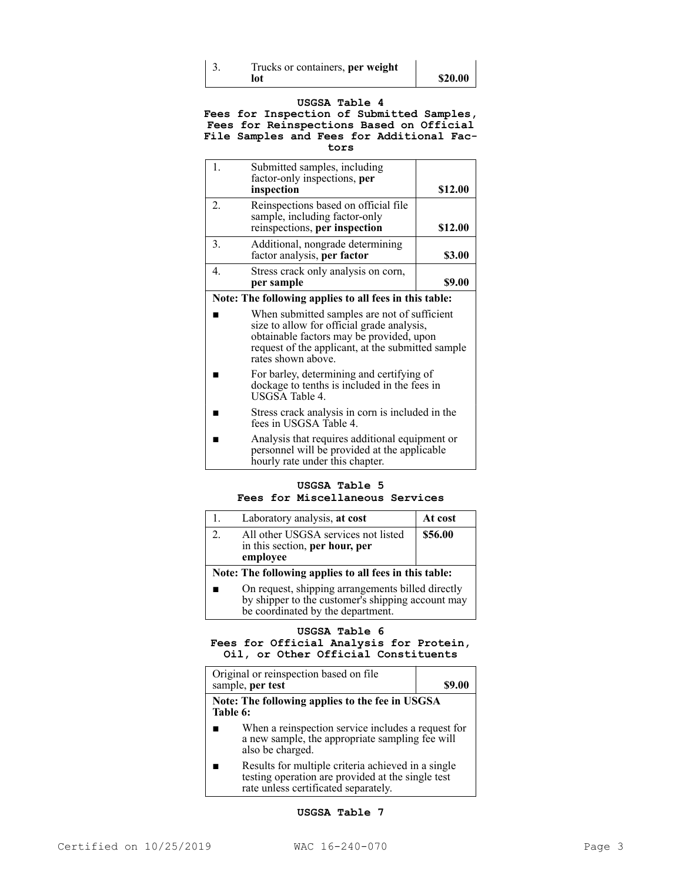| 3. | Trucks or containers, **per weight lot** | **$20.00** |
|---|---|---|

**USGSA Table 4**
**Fees for Inspection of Submitted Samples, Fees for Reinspections Based on Official File Samples and Fees for Additional Factors**

| 1. | Submitted samples, including factor-only inspections, **per inspection** | **$12.00** |
|---|---|---|
| 2. | Reinspections based on official file sample, including factor-only reinspections, **per inspection** | **$12.00** |
| 3. | Additional, nongrade determining factor analysis, **per factor** | **$3.00** |
| 4. | Stress crack only analysis on corn, **per sample** | **$9.00** |

**Note: The following applies to all fees in this table:**

- When submitted samples are not of sufficient size to allow for official grade analysis, obtainable factors may be provided, upon request of the applicant, at the submitted sample rates shown above.
- For barley, determining and certifying of dockage to tenths is included in the fees in USGSA Table 4.
- Stress crack analysis in corn is included in the fees in USGSA Table 4.
- Analysis that requires additional equipment or personnel will be provided at the applicable hourly rate under this chapter.

**USGSA Table 5**
**Fees for Miscellaneous Services**

| 1. | Laboratory analysis, **at cost** | **At cost** |
|---|---|---|
| 2. | All other USGSA services not listed in this section, **per hour, per employee** | **$56.00** |

**Note: The following applies to all fees in this table:**

- On request, shipping arrangements billed directly by shipper to the customer's shipping account may be coordinated by the department.

**USGSA Table 6**
**Fees for Official Analysis for Protein, Oil, or Other Official Constituents**

| Original or reinspection based on file sample, **per test** | **$9.00** |
|---|---|

**Note: The following applies to the fee in USGSA Table 6:**

- When a reinspection service includes a request for a new sample, the appropriate sampling fee will also be charged.
- Results for multiple criteria achieved in a single testing operation are provided at the single test rate unless certificated separately.

**USGSA Table 7**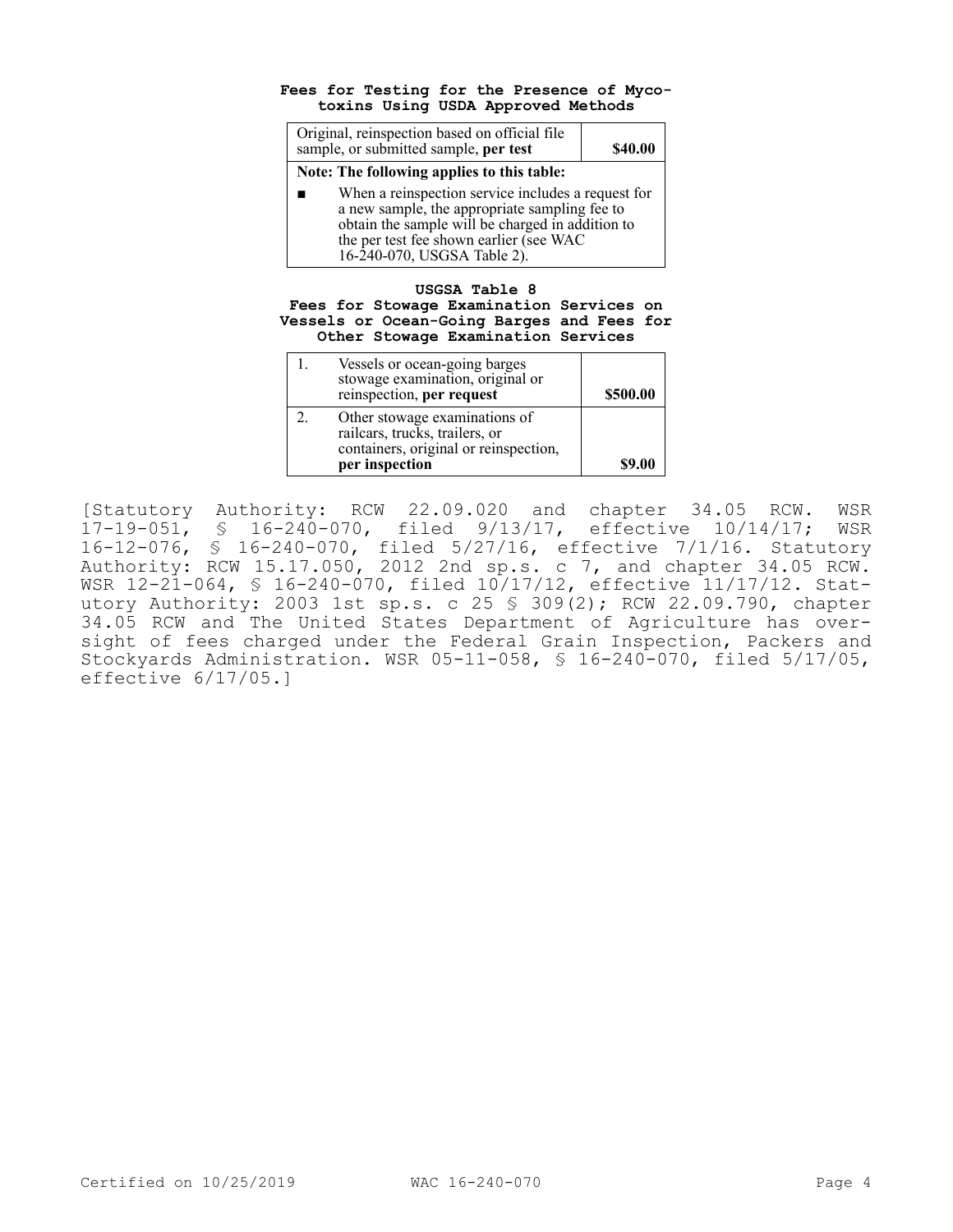**Fees for Testing for the Presence of Mycotoxins Using USDA Approved Methods**

| | |
|---|---|
| Original, reinspection based on official file sample, or submitted sample, **per test** | **$40.00** |

**Note: The following applies to this table:**

- When a reinspection service includes a request for a new sample, the appropriate sampling fee to obtain the sample will be charged in addition to the per test fee shown earlier (see WAC 16-240-070, USGSA Table 2).

**USGSA Table 8**
**Fees for Stowage Examination Services on Vessels or Ocean-Going Barges and Fees for Other Stowage Examination Services**

| | | |
|---|---|---|
| 1. | Vessels or ocean-going barges stowage examination, original or reinspection, **per request** | **$500.00** |
| 2. | Other stowage examinations of railcars, trucks, trailers, or containers, original or reinspection, **per inspection** | **$9.00** |

[Statutory Authority: RCW 22.09.020 and chapter 34.05 RCW. WSR 17-19-051, § 16-240-070, filed 9/13/17, effective 10/14/17; WSR 16-12-076, § 16-240-070, filed 5/27/16, effective 7/1/16. Statutory Authority: RCW 15.17.050, 2012 2nd sp.s. c 7, and chapter 34.05 RCW. WSR 12-21-064, § 16-240-070, filed 10/17/12, effective 11/17/12. Statutory Authority: 2003 1st sp.s. c 25 § 309(2); RCW 22.09.790, chapter 34.05 RCW and The United States Department of Agriculture has oversight of fees charged under the Federal Grain Inspection, Packers and Stockyards Administration. WSR 05-11-058, § 16-240-070, filed 5/17/05, effective 6/17/05.]